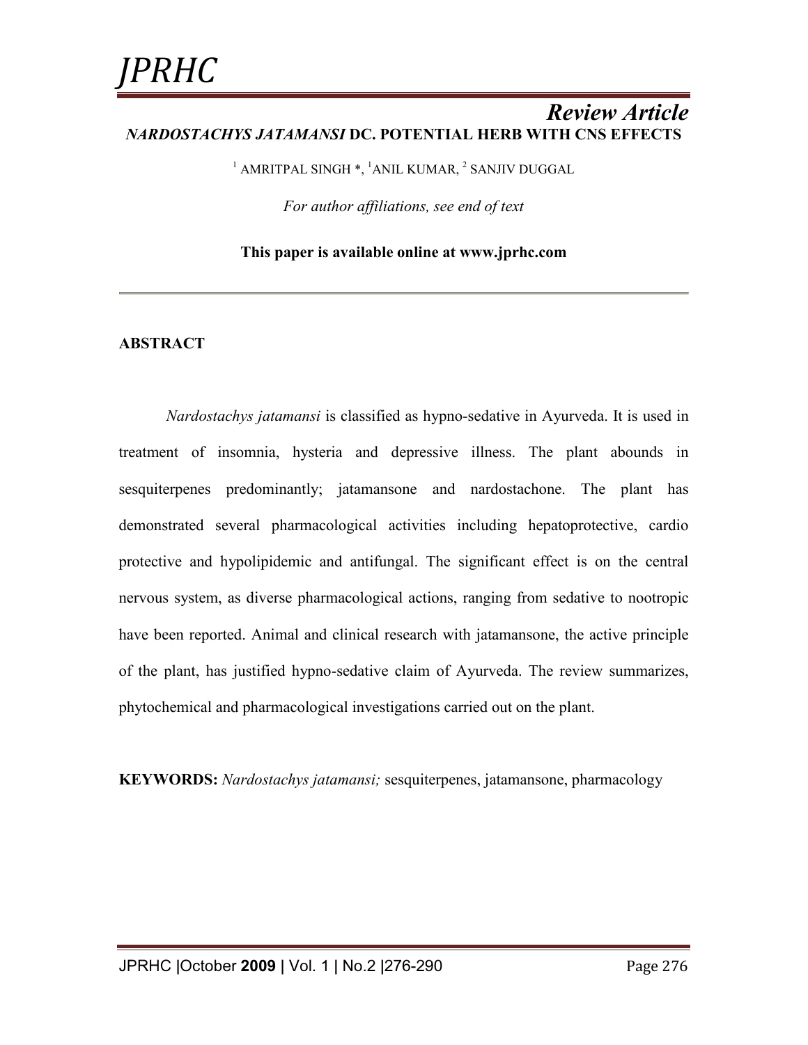# *NARDOSTACHYS JATAMANSI* DC. POTENTIAL HERB WITH CNS EFFECTS

Review Article

[1] AMRITPAL SINGH *, [1] ANIL KUMAR, [2] SANJIV DUGGAL

*For author affiliations, see end of text*

**This paper is available online at www.jprhc.com**

## ABSTRACT

*Nardostachys jatamansi* is classified as hypno-sedative in Ayurveda. It is used in treatment of insomnia, hysteria and depressive illness. The plant abounds in sesquiterpenes predominantly; jatamansone and nardostachone. The plant has demonstrated several pharmacological activities including hepatoprotective, cardio protective and hypolipidemic and antifungal. The significant effect is on the central nervous system, as diverse pharmacological actions, ranging from sedative to nootropic have been reported. Animal and clinical research with jatamansone, the active principle of the plant, has justified hypno-sedative claim of Ayurveda. The review summarizes, phytochemical and pharmacological investigations carried out on the plant.

**KEYWORDS:** *Nardostachys jatamansi;* sesquiterpenes, jatamansone, pharmacology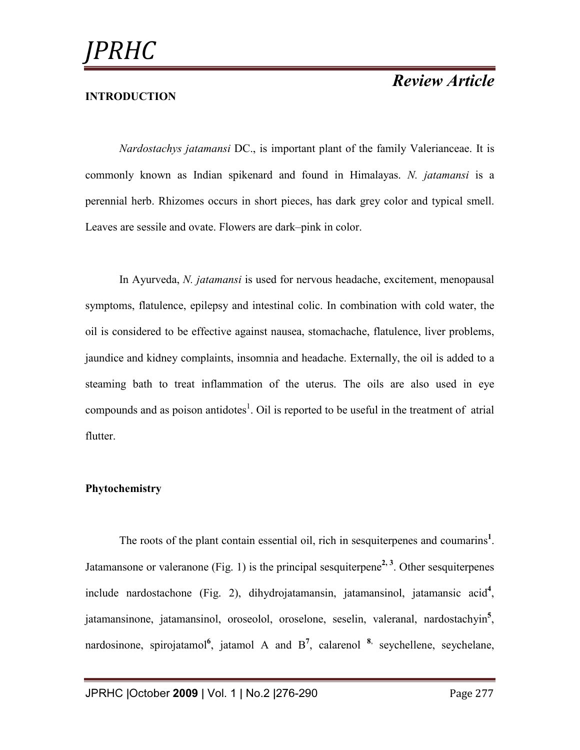## INTRODUCTION

*Nardostachys jatamansi* DC., is important plant of the family Valerianceae. It is commonly known as Indian spikenard and found in Himalayas. *N. jatamansi* is a perennial herb. Rhizomes occurs in short pieces, has dark grey color and typical smell. Leaves are sessile and ovate. Flowers are dark–pink in color.

In Ayurveda, *N. jatamansi* is used for nervous headache, excitement, menopausal symptoms, flatulence, epilepsy and intestinal colic. In combination with cold water, the oil is considered to be effective against nausea, stomachache, flatulence, liver problems, jaundice and kidney complaints, insomnia and headache. Externally, the oil is added to a steaming bath to treat inflammation of the uterus. The oils are also used in eye compounds and as poison antidotes[1]. Oil is reported to be useful in the treatment of atrial flutter.

### Phytochemistry

The roots of the plant contain essential oil, rich in sesquiterpenes and coumarins[1]. Jatamansone or valeranone (Fig. 1) is the principal sesquiterpene[2, 3]. Other sesquiterpenes include nardostachone (Fig. 2), dihydrojatamansin, jatamansinol, jatamansic acid[4], jatamansinone, jatamansinol, oroseolol, oroselone, seselin, valeranal, nardostachyin[5], nardosinone, spirojatamol[6], jatamol A and B[7], calarenol [8,] seychellene, seychelane,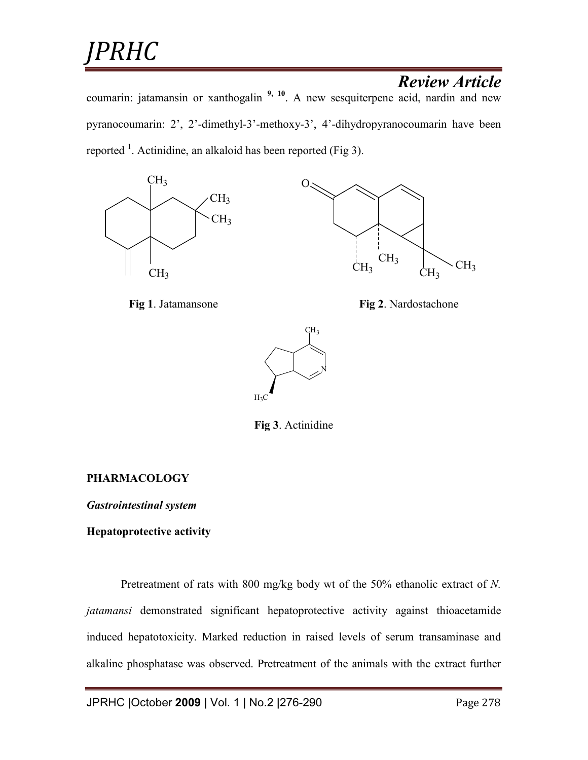coumarin: jatamansin or xanthogalin [9, 10]. A new sesquiterpene acid, nardin and new pyranocoumarin: 2', 2'-dimethyl-3'-methoxy-3', 4'-dihydropyranocoumarin have been reported [1]. Actinidine, an alkaloid has been reported (Fig 3).

**Fig 1**. Jatamansone

**Fig 2**. Nardostachone

**Fig 3**. Actinidine

## PHARMACOLOGY

### *Gastrointestinal system*

### Hepatoprotective activity

Pretreatment of rats with 800 mg/kg body wt of the 50% ethanolic extract of *N. jatamansi* demonstrated significant hepatoprotective activity against thioacetamide induced hepatotoxicity. Marked reduction in raised levels of serum transaminase and alkaline phosphatase was observed. Pretreatment of the animals with the extract further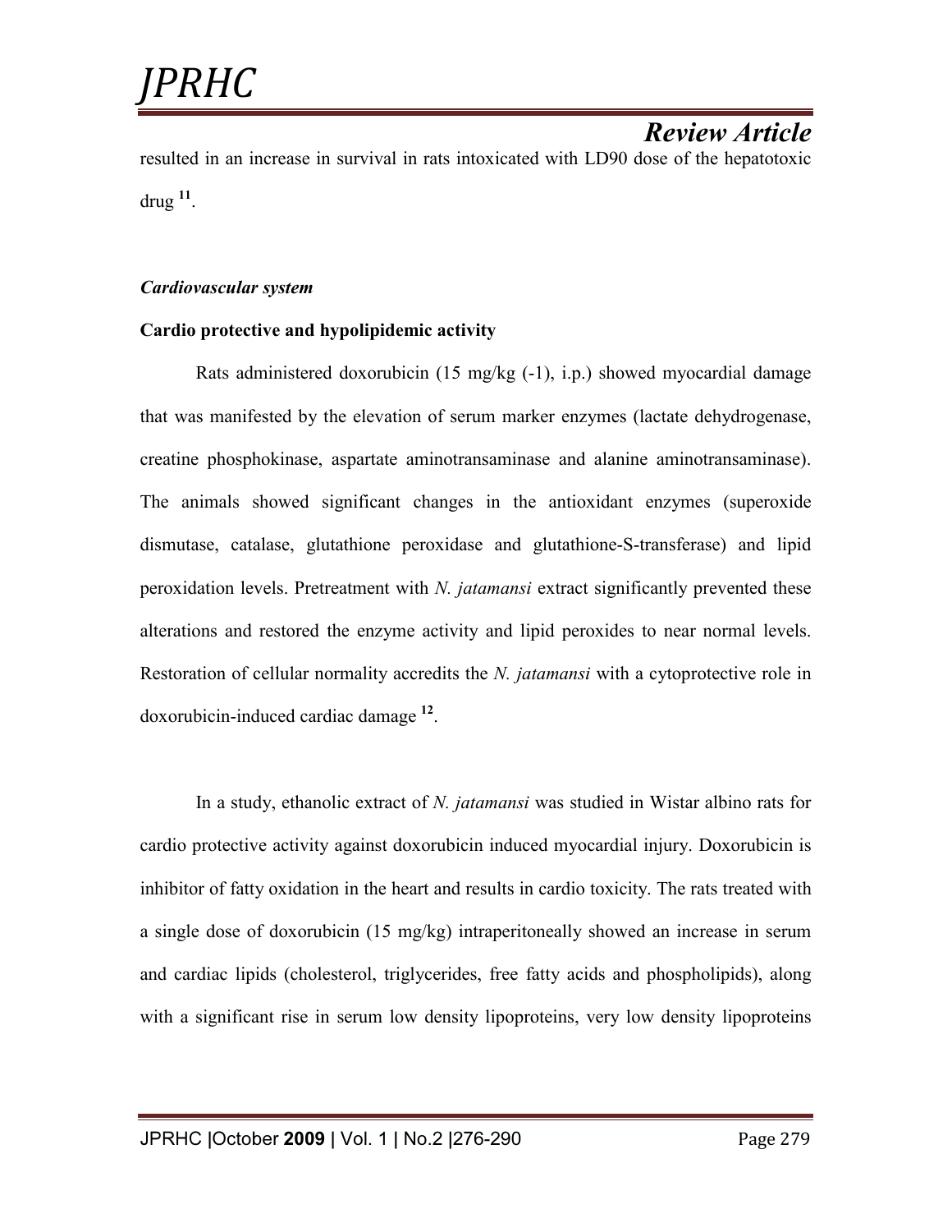resulted in an increase in survival in rats intoxicated with LD90 dose of the hepatotoxic drug [11].

***Cardiovascular system***

**Cardio protective and hypolipidemic activity**

Rats administered doxorubicin (15 mg/kg (-1), i.p.) showed myocardial damage that was manifested by the elevation of serum marker enzymes (lactate dehydrogenase, creatine phosphokinase, aspartate aminotransaminase and alanine aminotransaminase). The animals showed significant changes in the antioxidant enzymes (superoxide dismutase, catalase, glutathione peroxidase and glutathione-S-transferase) and lipid peroxidation levels. Pretreatment with *N. jatamansi* extract significantly prevented these alterations and restored the enzyme activity and lipid peroxides to near normal levels. Restoration of cellular normality accredits the *N. jatamansi* with a cytoprotective role in doxorubicin-induced cardiac damage [12].

In a study, ethanolic extract of *N. jatamansi* was studied in Wistar albino rats for cardio protective activity against doxorubicin induced myocardial injury. Doxorubicin is inhibitor of fatty oxidation in the heart and results in cardio toxicity. The rats treated with a single dose of doxorubicin (15 mg/kg) intraperitoneally showed an increase in serum and cardiac lipids (cholesterol, triglycerides, free fatty acids and phospholipids), along with a significant rise in serum low density lipoproteins, very low density lipoproteins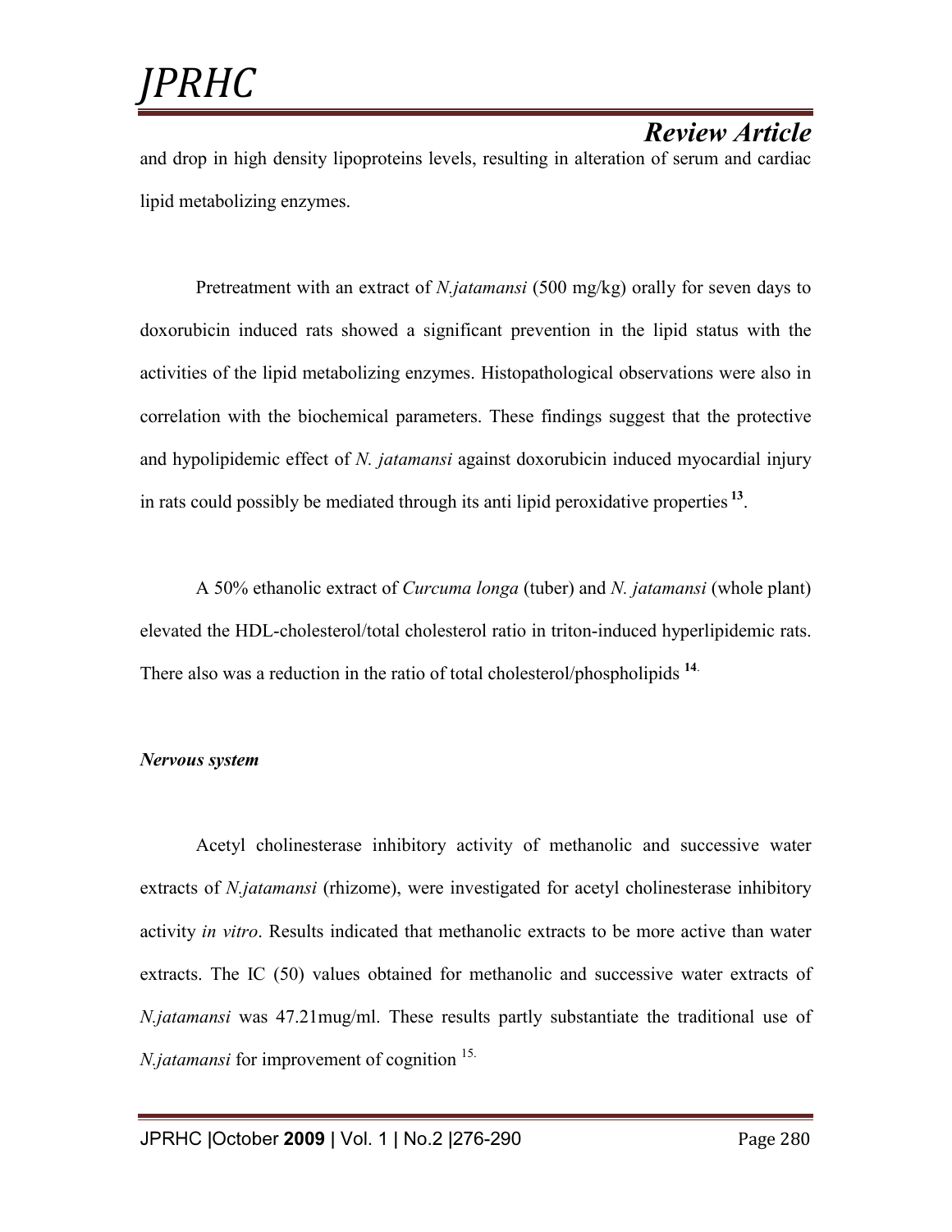and drop in high density lipoproteins levels, resulting in alteration of serum and cardiac lipid metabolizing enzymes.

Pretreatment with an extract of *N.jatamansi* (500 mg/kg) orally for seven days to doxorubicin induced rats showed a significant prevention in the lipid status with the activities of the lipid metabolizing enzymes. Histopathological observations were also in correlation with the biochemical parameters. These findings suggest that the protective and hypolipidemic effect of *N. jatamansi* against doxorubicin induced myocardial injury in rats could possibly be mediated through its anti lipid peroxidative properties [13].

A 50% ethanolic extract of *Curcuma longa* (tuber) and *N. jatamansi* (whole plant) elevated the HDL-cholesterol/total cholesterol ratio in triton-induced hyperlipidemic rats. There also was a reduction in the ratio of total cholesterol/phospholipids [14].

***Nervous system***

Acetyl cholinesterase inhibitory activity of methanolic and successive water extracts of *N.jatamansi* (rhizome), were investigated for acetyl cholinesterase inhibitory activity *in vitro*. Results indicated that methanolic extracts to be more active than water extracts. The IC (50) values obtained for methanolic and successive water extracts of *N.jatamansi* was 47.21mug/ml. These results partly substantiate the traditional use of *N.jatamansi* for improvement of cognition [15].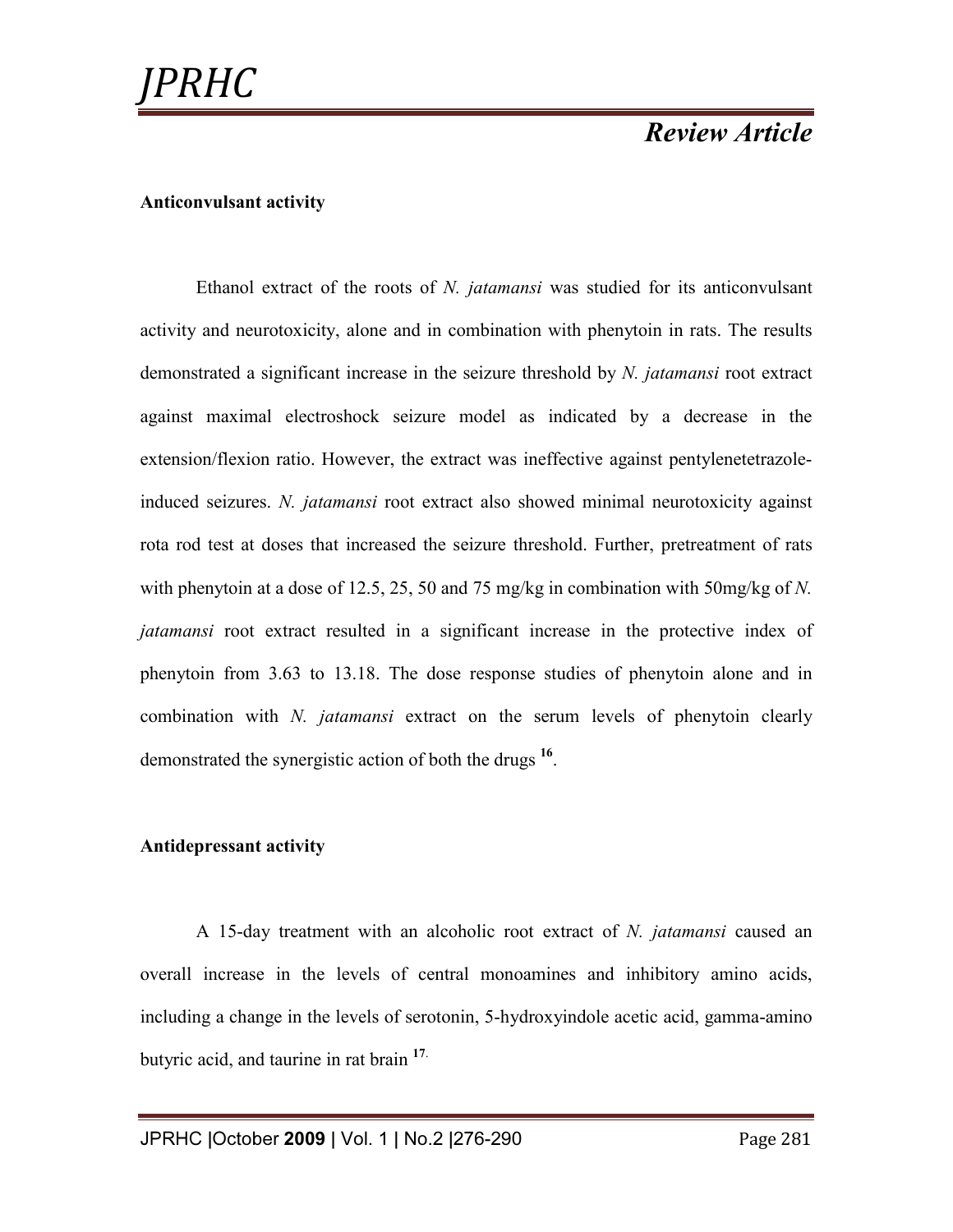**Anticonvulsant activity**

Ethanol extract of the roots of *N. jatamansi* was studied for its anticonvulsant activity and neurotoxicity, alone and in combination with phenytoin in rats. The results demonstrated a significant increase in the seizure threshold by *N. jatamansi* root extract against maximal electroshock seizure model as indicated by a decrease in the extension/flexion ratio. However, the extract was ineffective against pentylenetetrazole-induced seizures. *N. jatamansi* root extract also showed minimal neurotoxicity against rota rod test at doses that increased the seizure threshold. Further, pretreatment of rats with phenytoin at a dose of 12.5, 25, 50 and 75 mg/kg in combination with 50mg/kg of *N. jatamansi* root extract resulted in a significant increase in the protective index of phenytoin from 3.63 to 13.18. The dose response studies of phenytoin alone and in combination with *N. jatamansi* extract on the serum levels of phenytoin clearly demonstrated the synergistic action of both the drugs [16].

**Antidepressant activity**

A 15-day treatment with an alcoholic root extract of *N. jatamansi* caused an overall increase in the levels of central monoamines and inhibitory amino acids, including a change in the levels of serotonin, 5-hydroxyindole acetic acid, gamma-amino butyric acid, and taurine in rat brain [17].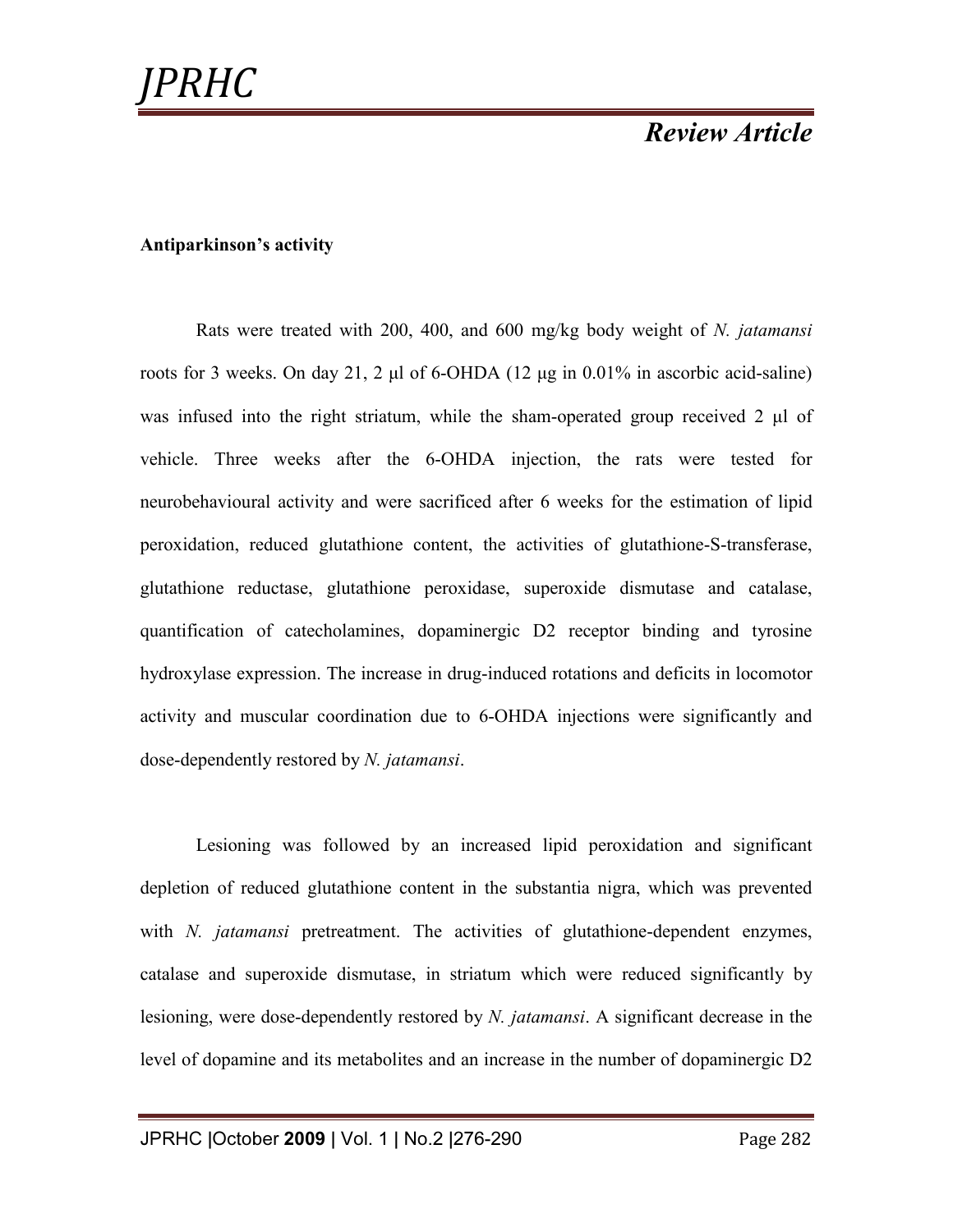**Antiparkinson's activity**

Rats were treated with 200, 400, and 600 mg/kg body weight of *N. jatamansi* roots for 3 weeks. On day 21, 2 µl of 6-OHDA (12 µg in 0.01% in ascorbic acid-saline) was infused into the right striatum, while the sham-operated group received 2 µl of vehicle. Three weeks after the 6-OHDA injection, the rats were tested for neurobehavioural activity and were sacrificed after 6 weeks for the estimation of lipid peroxidation, reduced glutathione content, the activities of glutathione-S-transferase, glutathione reductase, glutathione peroxidase, superoxide dismutase and catalase, quantification of catecholamines, dopaminergic D2 receptor binding and tyrosine hydroxylase expression. The increase in drug-induced rotations and deficits in locomotor activity and muscular coordination due to 6-OHDA injections were significantly and dose-dependently restored by *N. jatamansi*.

Lesioning was followed by an increased lipid peroxidation and significant depletion of reduced glutathione content in the substantia nigra, which was prevented with *N. jatamansi* pretreatment. The activities of glutathione-dependent enzymes, catalase and superoxide dismutase, in striatum which were reduced significantly by lesioning, were dose-dependently restored by *N. jatamansi*. A significant decrease in the level of dopamine and its metabolites and an increase in the number of dopaminergic D2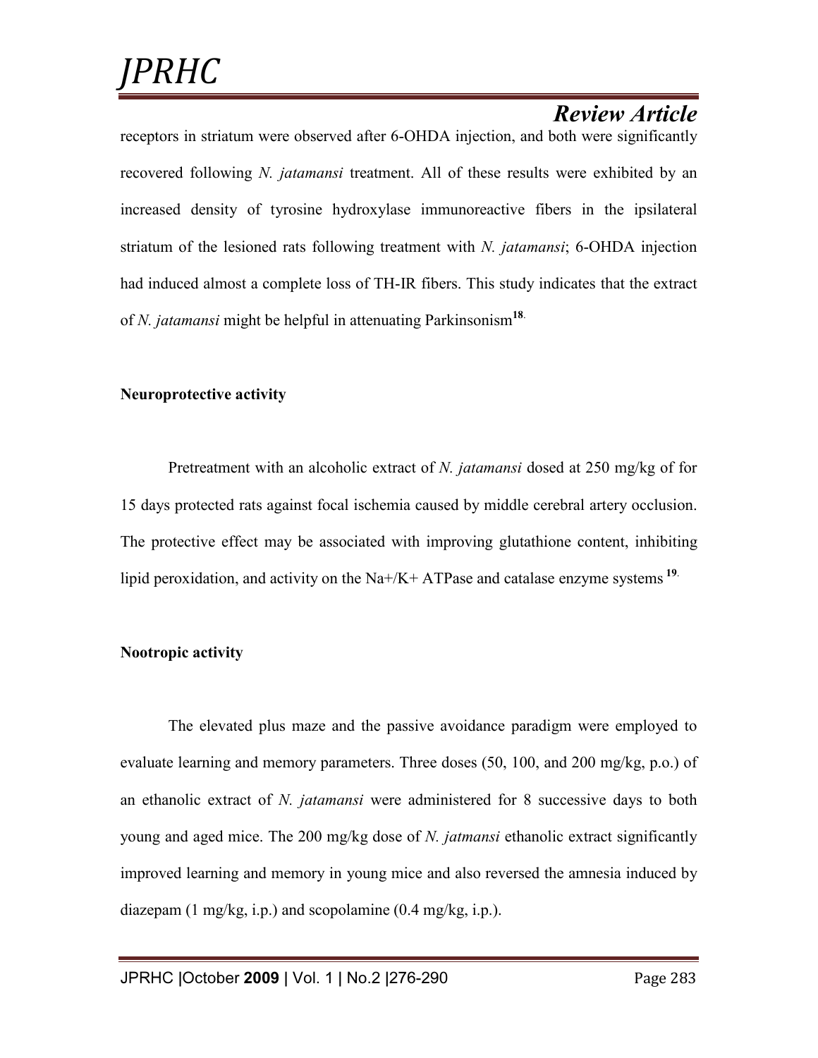receptors in striatum were observed after 6-OHDA injection, and both were significantly recovered following *N. jatamansi* treatment. All of these results were exhibited by an increased density of tyrosine hydroxylase immunoreactive fibers in the ipsilateral striatum of the lesioned rats following treatment with *N. jatamansi*; 6-OHDA injection had induced almost a complete loss of TH-IR fibers. This study indicates that the extract of *N. jatamansi* might be helpful in attenuating Parkinsonism[18].

**Neuroprotective activity**

Pretreatment with an alcoholic extract of *N. jatamansi* dosed at 250 mg/kg of for 15 days protected rats against focal ischemia caused by middle cerebral artery occlusion. The protective effect may be associated with improving glutathione content, inhibiting lipid peroxidation, and activity on the $Na^{+}/K^{+}$ ATPase and catalase enzyme systems [19].

**Nootropic activity**

The elevated plus maze and the passive avoidance paradigm were employed to evaluate learning and memory parameters. Three doses (50, 100, and 200 mg/kg, p.o.) of an ethanolic extract of *N. jatamansi* were administered for 8 successive days to both young and aged mice. The 200 mg/kg dose of *N. jatmansi* ethanolic extract significantly improved learning and memory in young mice and also reversed the amnesia induced by diazepam (1 mg/kg, i.p.) and scopolamine (0.4 mg/kg, i.p.).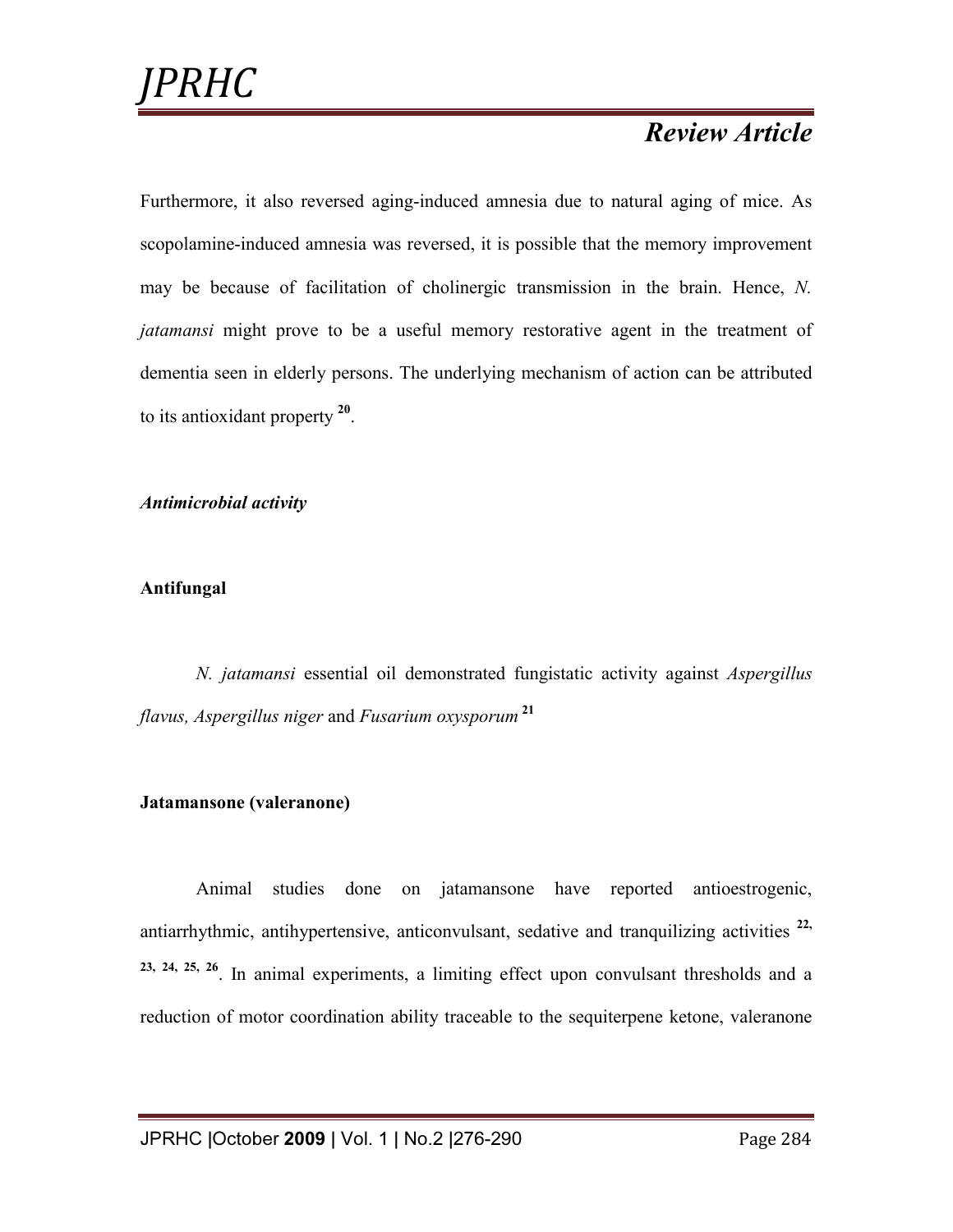Furthermore, it also reversed aging-induced amnesia due to natural aging of mice. As scopolamine-induced amnesia was reversed, it is possible that the memory improvement may be because of facilitation of cholinergic transmission in the brain. Hence, *N. jatamansi* might prove to be a useful memory restorative agent in the treatment of dementia seen in elderly persons. The underlying mechanism of action can be attributed to its antioxidant property [20].

***Antimicrobial activity***

**Antifungal**

*N. jatamansi* essential oil demonstrated fungistatic activity against *Aspergillus flavus, Aspergillus niger* and *Fusarium oxysporum* [21]

**Jatamansone (valeranone)**

Animal studies done on jatamansone have reported antioestrogenic, antiarrhythmic, antihypertensive, anticonvulsant, sedative and tranquilizing activities [22, 23, 24, 25, 26]. In animal experiments, a limiting effect upon convulsant thresholds and a reduction of motor coordination ability traceable to the sequiterpene ketone, valeranone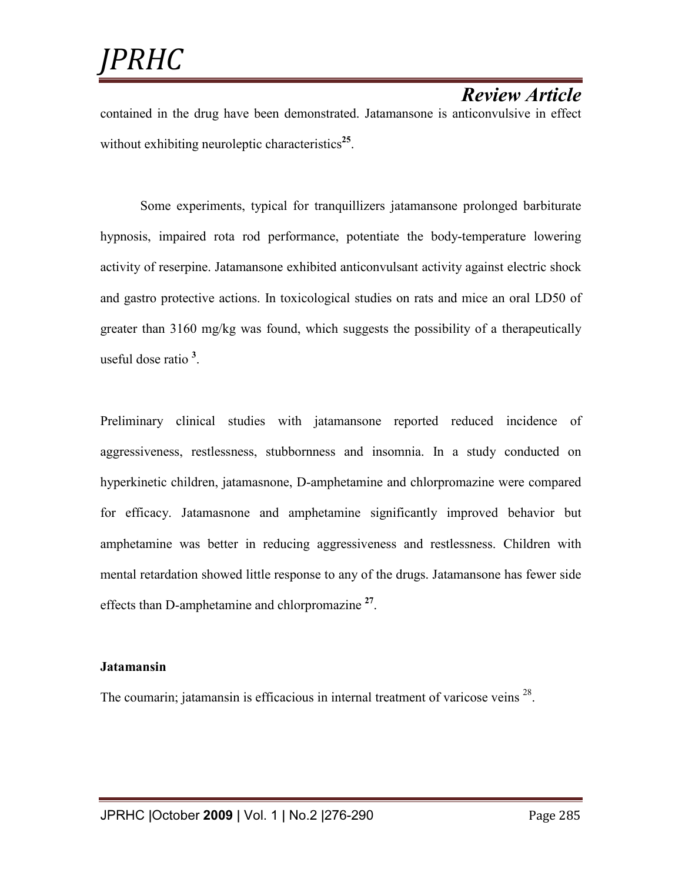contained in the drug have been demonstrated. Jatamansone is anticonvulsive in effect without exhibiting neuroleptic characteristics[25].

Some experiments, typical for tranquillizers jatamansone prolonged barbiturate hypnosis, impaired rota rod performance, potentiate the body-temperature lowering activity of reserpine. Jatamansone exhibited anticonvulsant activity against electric shock and gastro protective actions. In toxicological studies on rats and mice an oral LD50 of greater than 3160 mg/kg was found, which suggests the possibility of a therapeutically useful dose ratio [3].

Preliminary clinical studies with jatamansone reported reduced incidence of aggressiveness, restlessness, stubbornness and insomnia. In a study conducted on hyperkinetic children, jatamasnone, D-amphetamine and chlorpromazine were compared for efficacy. Jatamasnone and amphetamine significantly improved behavior but amphetamine was better in reducing aggressiveness and restlessness. Children with mental retardation showed little response to any of the drugs. Jatamansone has fewer side effects than D-amphetamine and chlorpromazine [27].

**Jatamansin**

The coumarin; jatamansin is efficacious in internal treatment of varicose veins [28].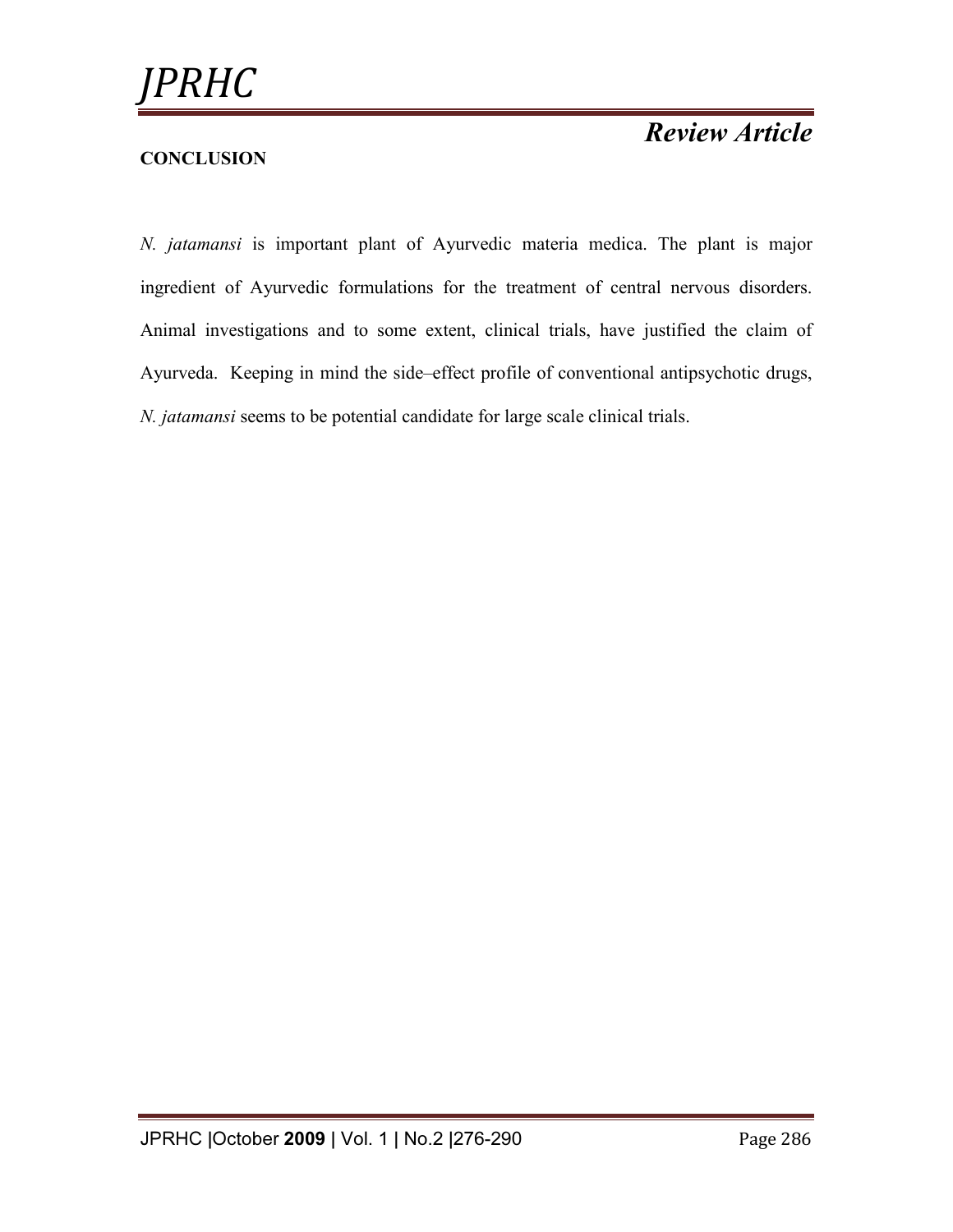## CONCLUSION

*N. jatamansi* is important plant of Ayurvedic materia medica. The plant is major ingredient of Ayurvedic formulations for the treatment of central nervous disorders. Animal investigations and to some extent, clinical trials, have justified the claim of Ayurveda. Keeping in mind the side–effect profile of conventional antipsychotic drugs, *N. jatamansi* seems to be potential candidate for large scale clinical trials.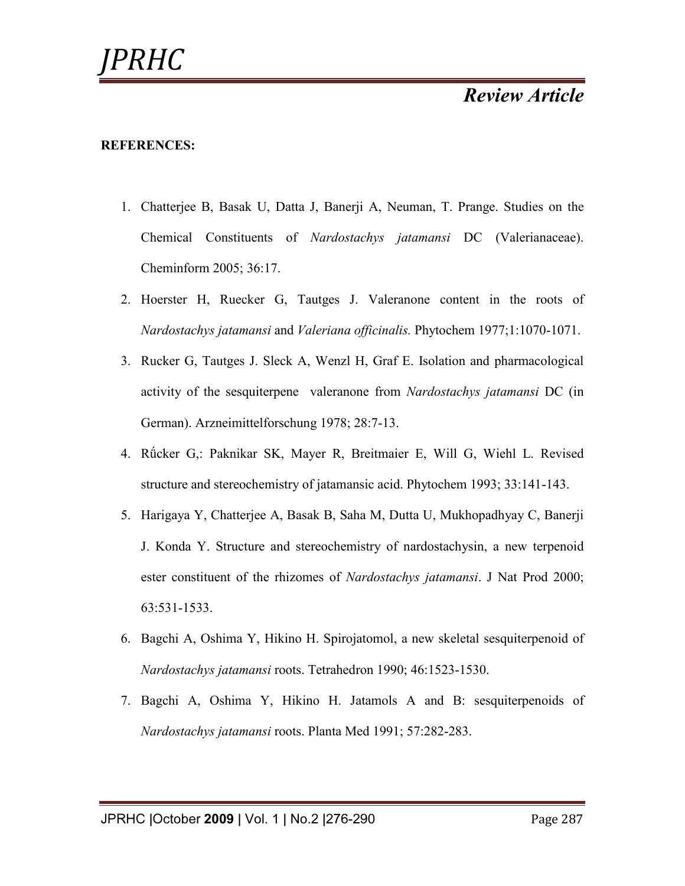**REFERENCES:**

1. Chatterjee B, Basak U, Datta J, Banerji A, Neuman, T. Prange. Studies on the Chemical Constituents of *Nardostachys jatamansi* DC (Valerianaceae). Cheminform 2005; 36:17.
2. Hoerster H, Ruecker G, Tautges J. Valeranone content in the roots of *Nardostachys jatamansi* and *Valeriana officinalis.* Phytochem 1977;1:1070-1071.
3. Rucker G, Tautges J. Sleck A, Wenzl H, Graf E. Isolation and pharmacological activity of the sesquiterpene valeranone from *Nardostachys jatamansi* DC (in German). Arzneimittelforschung 1978; 28:7-13.
4. Rű̈cker G,: Paknikar SK, Mayer R, Breitmaier E, Will G, Wiehl L. Revised structure and stereochemistry of jatamansic acid. Phytochem 1993; 33:141-143.
5. Harigaya Y, Chatterjee A, Basak B, Saha M, Dutta U, Mukhopadhyay C, Banerji J. Konda Y. Structure and stereochemistry of nardostachysin, a new terpenoid ester constituent of the rhizomes of *Nardostachys jatamansi*. J Nat Prod 2000; 63:531-1533.
6. Bagchi A, Oshima Y, Hikino H. Spirojatomol, a new skeletal sesquiterpenoid of *Nardostachys jatamansi* roots. Tetrahedron 1990; 46:1523-1530.
7. Bagchi A, Oshima Y, Hikino H. Jatamols A and B: sesquiterpenoids of *Nardostachys jatamansi* roots. Planta Med 1991; 57:282-283.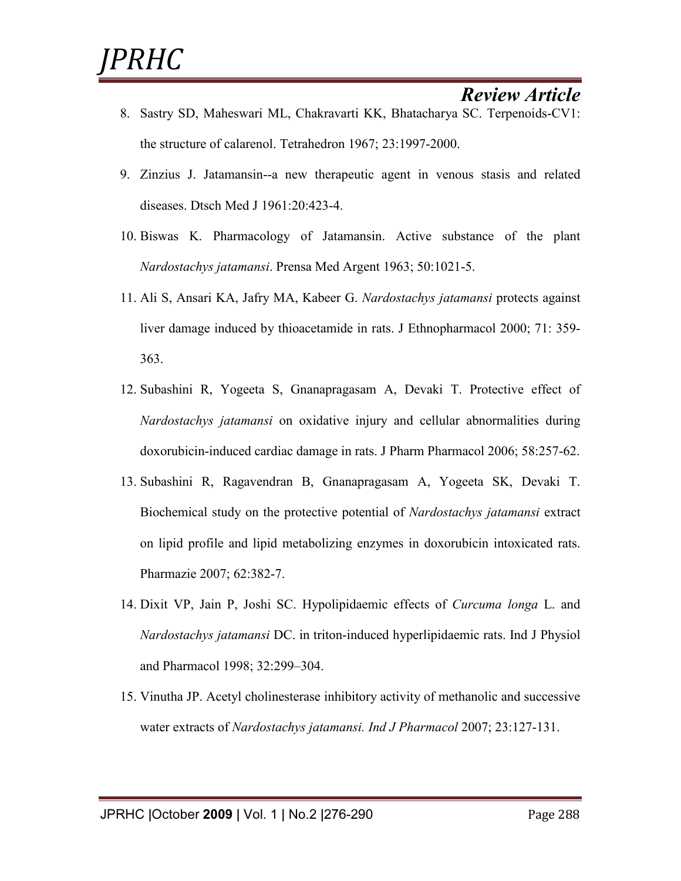8. Sastry SD, Maheswari ML, Chakravarti KK, Bhatacharya SC. Terpenoids-CV1: the structure of calarenol. Tetrahedron 1967; 23:1997-2000.
9. Zinzius J. Jatamansin--a new therapeutic agent in venous stasis and related diseases. Dtsch Med J 1961:20:423-4.
10. Biswas K. Pharmacology of Jatamansin. Active substance of the plant *Nardostachys jatamansi*. Prensa Med Argent 1963; 50:1021-5.
11. Ali S, Ansari KA, Jafry MA, Kabeer G. *Nardostachys jatamansi* protects against liver damage induced by thioacetamide in rats. J Ethnopharmacol 2000; 71: 359-363.
12. Subashini R, Yogeeta S, Gnanapragasam A, Devaki T. Protective effect of *Nardostachys jatamansi* on oxidative injury and cellular abnormalities during doxorubicin-induced cardiac damage in rats. J Pharm Pharmacol 2006; 58:257-62.
13. Subashini R, Ragavendran B, Gnanapragasam A, Yogeeta SK, Devaki T. Biochemical study on the protective potential of *Nardostachys jatamansi* extract on lipid profile and lipid metabolizing enzymes in doxorubicin intoxicated rats. Pharmazie 2007; 62:382-7.
14. Dixit VP, Jain P, Joshi SC. Hypolipidaemic effects of *Curcuma longa* L. and *Nardostachys jatamansi* DC. in triton-induced hyperlipidaemic rats. Ind J Physiol and Pharmacol 1998; 32:299–304.
15. Vinutha JP. Acetyl cholinesterase inhibitory activity of methanolic and successive water extracts of *Nardostachys jatamansi. Ind J Pharmacol* 2007; 23:127-131.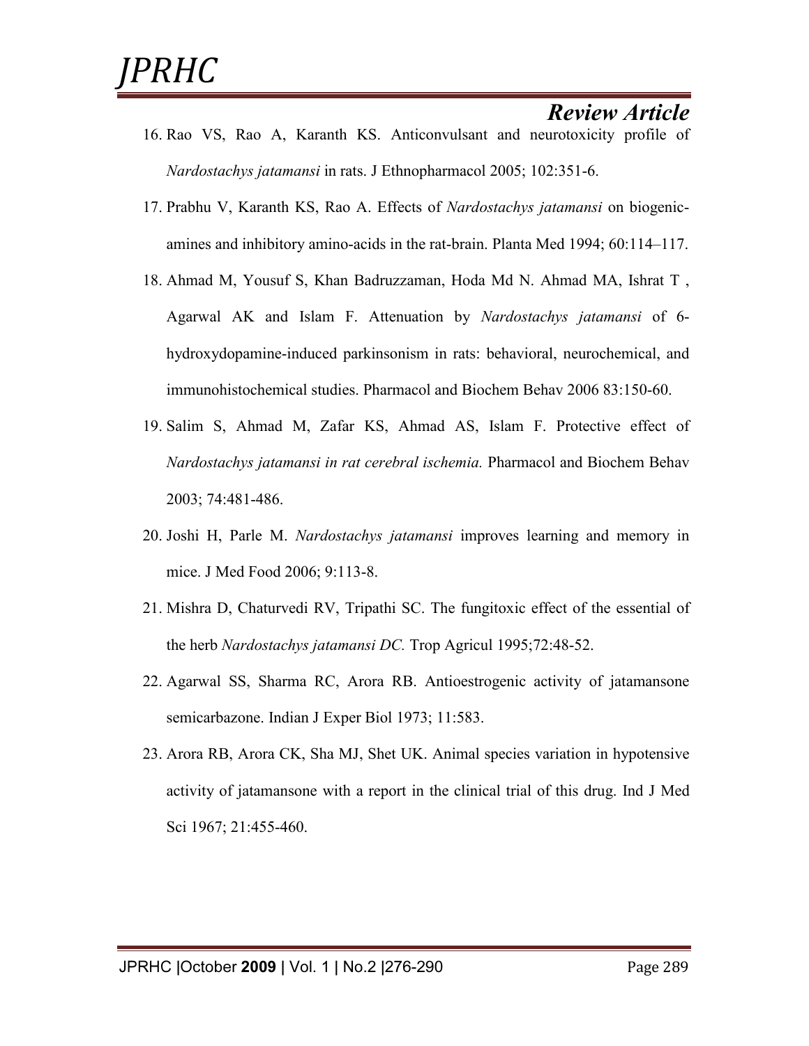16. Rao VS, Rao A, Karanth KS. Anticonvulsant and neurotoxicity profile of *Nardostachys jatamansi* in rats. J Ethnopharmacol 2005; 102:351-6.
17. Prabhu V, Karanth KS, Rao A. Effects of *Nardostachys jatamansi* on biogenic-amines and inhibitory amino-acids in the rat-brain. Planta Med 1994; 60:114–117.
18. Ahmad M, Yousuf S, Khan Badruzzaman, Hoda Md N. Ahmad MA, Ishrat T , Agarwal AK and Islam F. Attenuation by *Nardostachys jatamansi* of 6-hydroxydopamine-induced parkinsonism in rats: behavioral, neurochemical, and immunohistochemical studies. Pharmacol and Biochem Behav 2006 83:150-60.
19. Salim S, Ahmad M, Zafar KS, Ahmad AS, Islam F. Protective effect of *Nardostachys jatamansi in rat cerebral ischemia.* Pharmacol and Biochem Behav 2003; 74:481-486.
20. Joshi H, Parle M. *Nardostachys jatamansi* improves learning and memory in mice. J Med Food 2006; 9:113-8.
21. Mishra D, Chaturvedi RV, Tripathi SC. The fungitoxic effect of the essential of the herb *Nardostachys jatamansi DC.* Trop Agricul 1995;72:48-52.
22. Agarwal SS, Sharma RC, Arora RB. Antioestrogenic activity of jatamansone semicarbazone. Indian J Exper Biol 1973; 11:583.
23. Arora RB, Arora CK, Sha MJ, Shet UK. Animal species variation in hypotensive activity of jatamansone with a report in the clinical trial of this drug. Ind J Med Sci 1967; 21:455-460.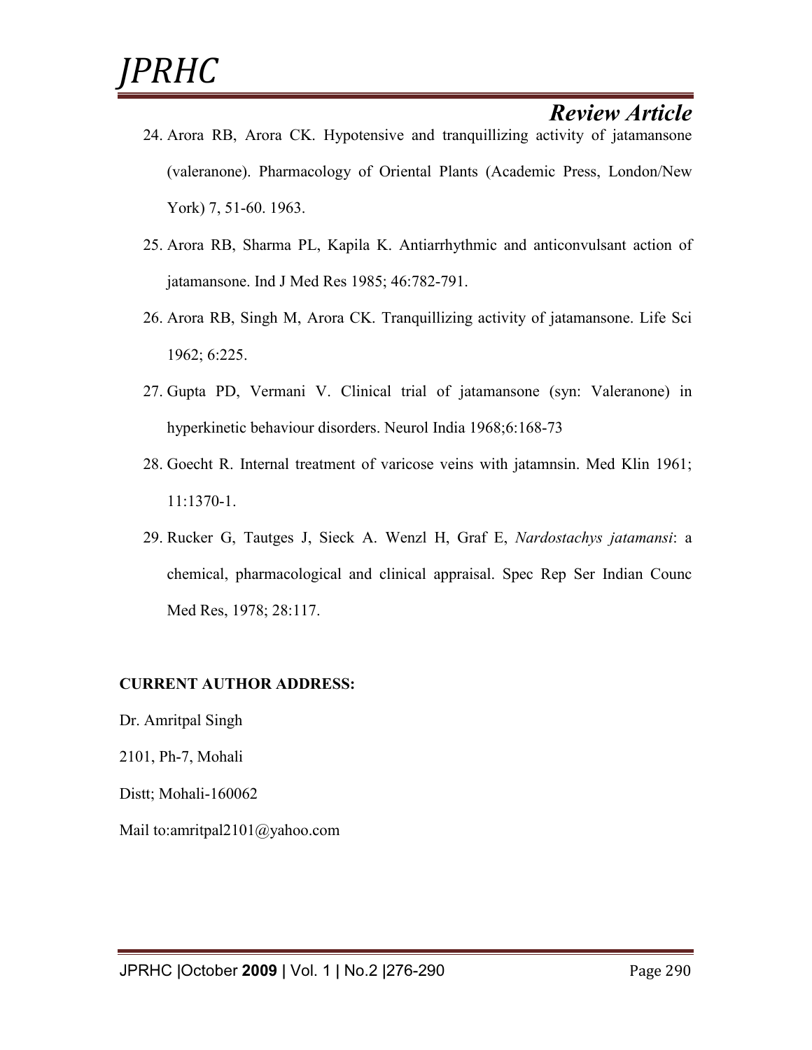24. Arora RB, Arora CK. Hypotensive and tranquillizing activity of jatamansone (valeranone). Pharmacology of Oriental Plants (Academic Press, London/New York) 7, 51-60. 1963.
25. Arora RB, Sharma PL, Kapila K. Antiarrhythmic and anticonvulsant action of jatamansone. Ind J Med Res 1985; 46:782-791.
26. Arora RB, Singh M, Arora CK. Tranquillizing activity of jatamansone. Life Sci 1962; 6:225.
27. Gupta PD, Vermani V. Clinical trial of jatamansone (syn: Valeranone) in hyperkinetic behaviour disorders. Neurol India 1968;6:168-73
28. Goecht R. Internal treatment of varicose veins with jatamnsin. Med Klin 1961; 11:1370-1.
29. Rucker G, Tautges J, Sieck A. Wenzl H, Graf E, *Nardostachys jatamansi*: a chemical, pharmacological and clinical appraisal. Spec Rep Ser Indian Counc Med Res, 1978; 28:117.

**CURRENT AUTHOR ADDRESS:**

Dr. Amritpal Singh

2101, Ph-7, Mohali

Distt; Mohali-160062

Mail to:amritpal2101@yahoo.com